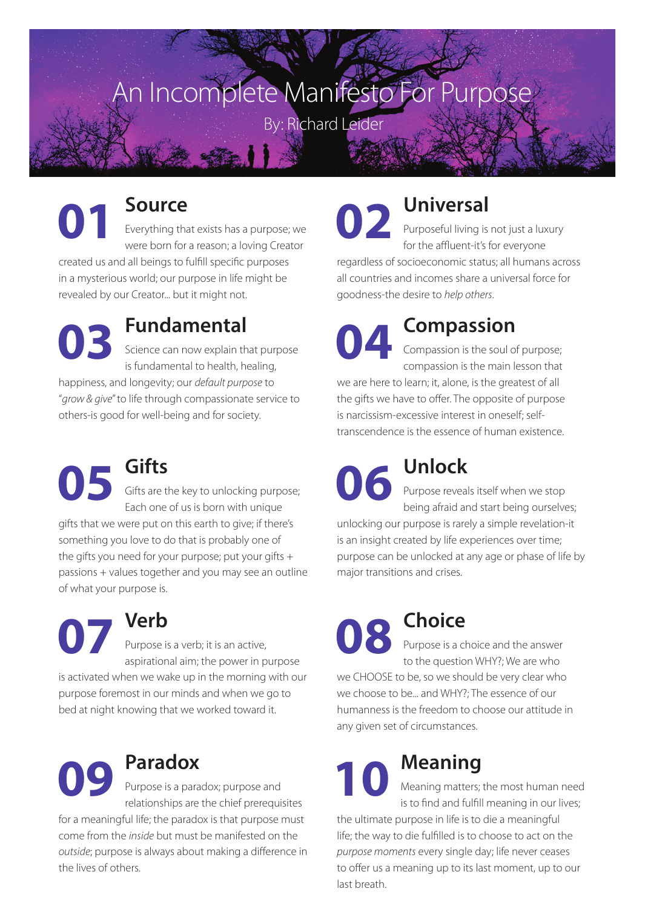# An Incomplete Manifesto For Purpose

By: Richard Leider

## 01 Source

Everything that exists has a purpose; we were born for a reason; a loving Creator created us and all beings to fulfill specific purposes in a mysterious world; our purpose in life might be revealed by our Creator... but it might not.

## 02 Universal

Purposeful living is not just a luxury for the affluent-it's for everyone regardless of socioeconomic status; all humans across all countries and incomes share a universal force for goodness-the desire to *help others*.

## 03 Fundamental

Science can now explain that purpose is fundamental to health, healing, happiness, and longevity; our *default purpose* to "*grow & give*" to life through compassionate service to others-is good for well-being and for society.

## 04 Compassion

Compassion is the soul of purpose; compassion is the main lesson that we are here to learn; it, alone, is the greatest of all the gifts we have to offer. The opposite of purpose is narcissism-excessive interest in oneself; self-transcendence is the essence of human existence.

## 05 Gifts

Gifts are the key to unlocking purpose; Each one of us is born with unique gifts that we were put on this earth to give; if there's something you love to do that is probably one of the gifts you need for your purpose; put your gifts + passions + values together and you may see an outline of what your purpose is.

## 06 Unlock

Purpose reveals itself when we stop being afraid and start being ourselves; unlocking our purpose is rarely a simple revelation-it is an insight created by life experiences over time; purpose can be unlocked at any age or phase of life by major transitions and crises.

## 07 Verb

Purpose is a verb; it is an active, aspirational aim; the power in purpose is activated when we wake up in the morning with our purpose foremost in our minds and when we go to bed at night knowing that we worked toward it.

## 08 Choice

Purpose is a choice and the answer to the question WHY?; We are who we CHOOSE to be, so we should be very clear who we choose to be... and WHY?; The essence of our humanness is the freedom to choose our attitude in any given set of circumstances.

## 09 Paradox

Purpose is a paradox; purpose and relationships are the chief prerequisites for a meaningful life; the paradox is that purpose must come from the *inside* but must be manifested on the *outside*; purpose is always about making a difference in the lives of others.

## 10 Meaning

Meaning matters; the most human need is to find and fulfill meaning in our lives; the ultimate purpose in life is to die a meaningful life; the way to die fulfilled is to choose to act on the *purpose moments* every single day; life never ceases to offer us a meaning up to its last moment, up to our last breath.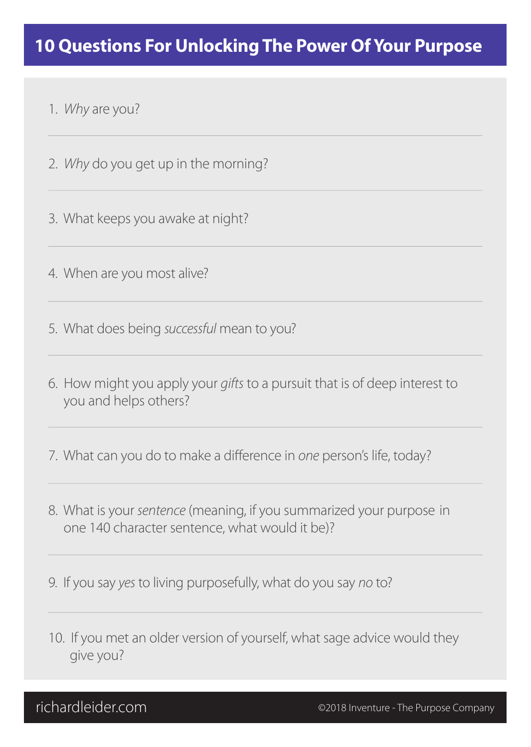# 10 Questions For Unlocking The Power Of Your Purpose

1. *Why* are you?
2. *Why* do you get up in the morning?
3. What keeps you awake at night?
4. When are you most alive?
5. What does being *successful* mean to you?
6. How might you apply your *gifts* to a pursuit that is of deep interest to you and helps others?
7. What can you do to make a difference in *one* person's life, today?
8. What is your *sentence* (meaning, if you summarized your purpose in one 140 character sentence, what would it be)?
9. If you say *yes* to living purposefully, what do you say *no* to?
10. If you met an older version of yourself, what sage advice would they give you?

richardleider.com

©2018 Inventure - The Purpose Company